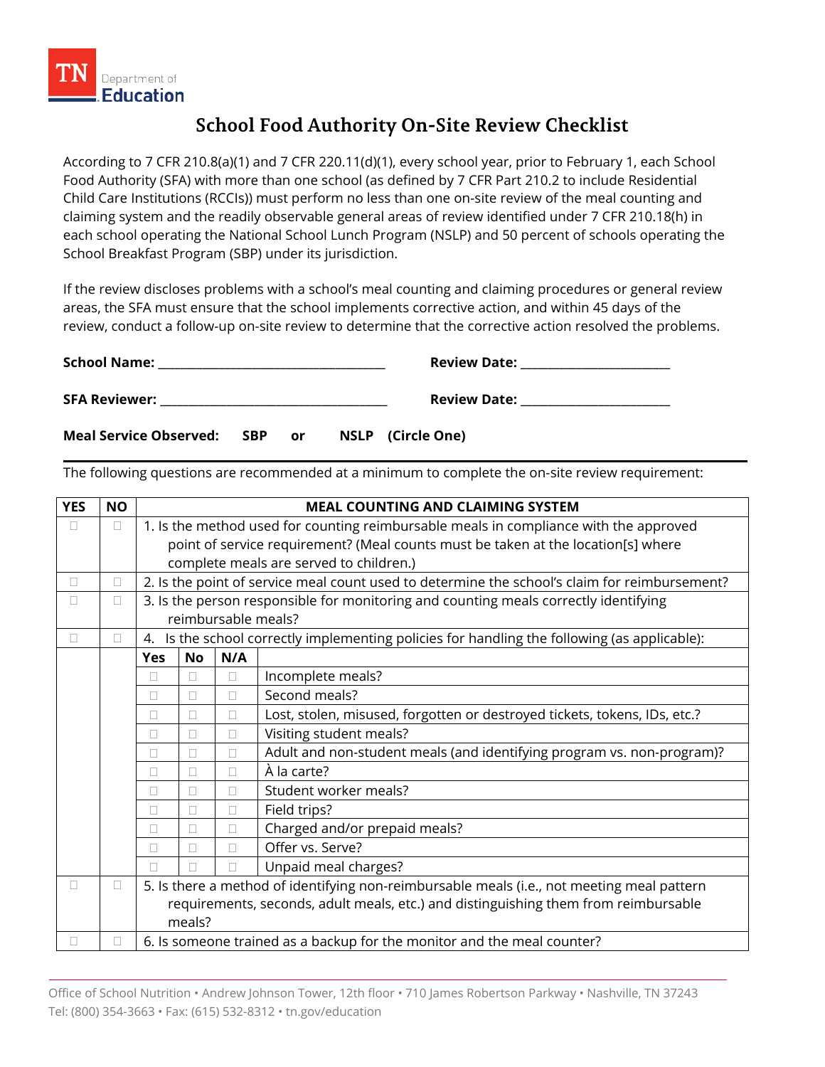TN Department of Education

# School Food Authority On-Site Review Checklist

According to 7 CFR 210.8(a)(1) and 7 CFR 220.11(d)(1), every school year, prior to February 1, each School Food Authority (SFA) with more than one school (as defined by 7 CFR Part 210.2 to include Residential Child Care Institutions (RCCIs)) must perform no less than one on-site review of the meal counting and claiming system and the readily observable general areas of review identified under 7 CFR 210.18(h) in each school operating the National School Lunch Program (NSLP) and 50 percent of schools operating the School Breakfast Program (SBP) under its jurisdiction.

If the review discloses problems with a school's meal counting and claiming procedures or general review areas, the SFA must ensure that the school implements corrective action, and within 45 days of the review, conduct a follow-up on-site review to determine that the corrective action resolved the problems.

**School Name:** ______________________ **Review Date:** ______________________

**SFA Reviewer:** ______________________ **Review Date:** ______________________

**Meal Service Observed: SBP or NSLP (Circle One)**

The following questions are recommended at a minimum to complete the on-site review requirement:

| YES | NO | MEAL COUNTING AND CLAIMING SYSTEM | | | |
|---|---|---|---|---|---|
| ☐ | ☐ | 1. Is the method used for counting reimbursable meals in compliance with the approved point of service requirement? (Meal counts must be taken at the location[s] where complete meals are served to children.) | | | |
| ☐ | ☐ | 2. Is the point of service meal count used to determine the school's claim for reimbursement? | | | |
| ☐ | ☐ | 3. Is the person responsible for monitoring and counting meals correctly identifying reimbursable meals? | | | |
| ☐ | ☐ | 4. Is the school correctly implementing policies for handling the following (as applicable): | | | |
| | | **Yes** | **No** | **N/A** | |
| | | ☐ | ☐ | ☐ | Incomplete meals? |
| | | ☐ | ☐ | ☐ | Second meals? |
| | | ☐ | ☐ | ☐ | Lost, stolen, misused, forgotten or destroyed tickets, tokens, IDs, etc.? |
| | | ☐ | ☐ | ☐ | Visiting student meals? |
| | | ☐ | ☐ | ☐ | Adult and non-student meals (and identifying program vs. non-program)? |
| | | ☐ | ☐ | ☐ | À la carte? |
| | | ☐ | ☐ | ☐ | Student worker meals? |
| | | ☐ | ☐ | ☐ | Field trips? |
| | | ☐ | ☐ | ☐ | Charged and/or prepaid meals? |
| | | ☐ | ☐ | ☐ | Offer vs. Serve? |
| | | ☐ | ☐ | ☐ | Unpaid meal charges? |
| ☐ | ☐ | 5. Is there a method of identifying non-reimbursable meals (i.e., not meeting meal pattern requirements, seconds, adult meals, etc.) and distinguishing them from reimbursable meals? | | | |
| ☐ | ☐ | 6. Is someone trained as a backup for the monitor and the meal counter? | | | |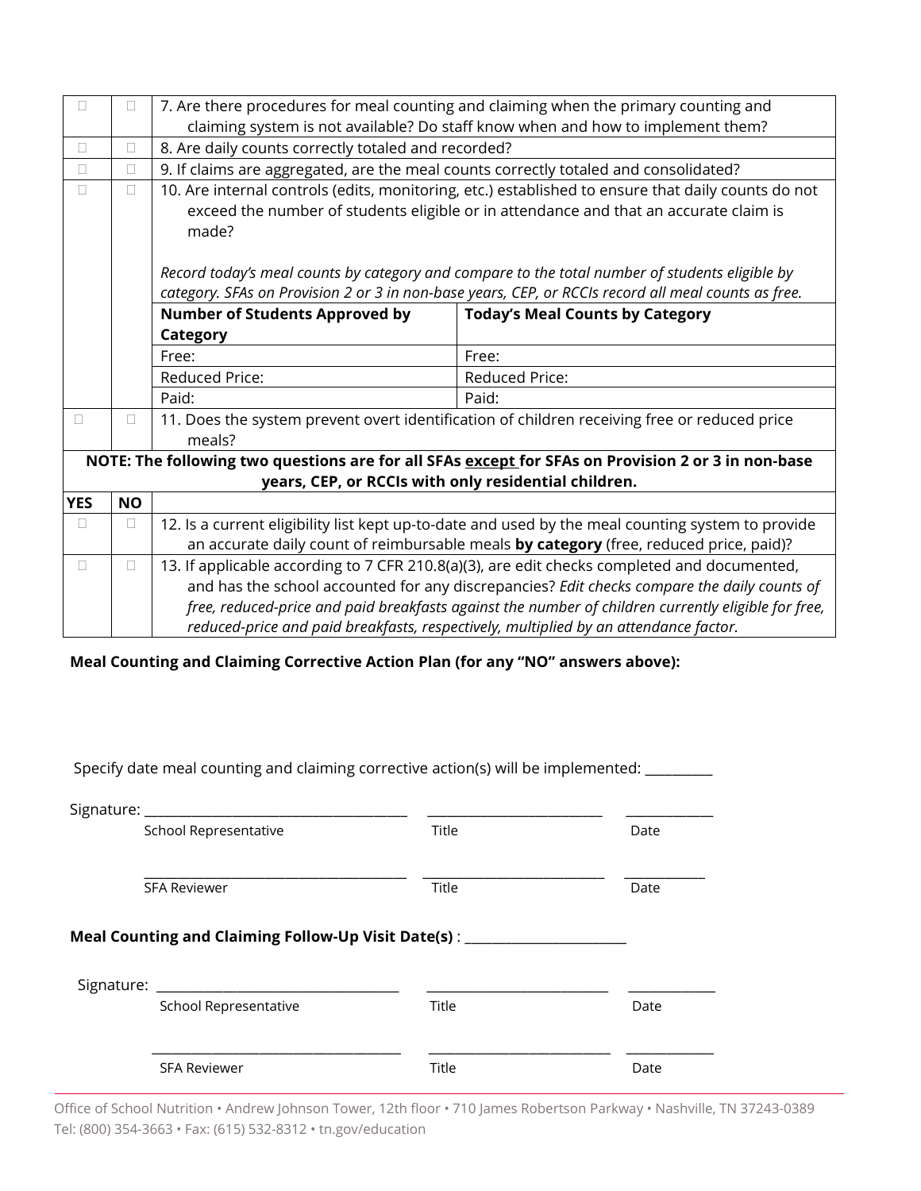| | | |
|---|---|---|
| ☐ | ☐ | 7. Are there procedures for meal counting and claiming when the primary counting and claiming system is not available? Do staff know when and how to implement them? |
| ☐ | ☐ | 8. Are daily counts correctly totaled and recorded? |
| ☐ | ☐ | 9. If claims are aggregated, are the meal counts correctly totaled and consolidated? |
| ☐ | ☐ | 10. Are internal controls (edits, monitoring, etc.) established to ensure that daily counts do not exceed the number of students eligible or in attendance and that an accurate claim is made?<br><br>*Record today's meal counts by category and compare to the total number of students eligible by category. SFAs on Provision 2 or 3 in non-base years, CEP, or RCCIs record all meal counts as free.* |

| Number of Students Approved by Category | Today's Meal Counts by Category |
|---|---|
| Free: | Free: |
| Reduced Price: | Reduced Price: |
| Paid: | Paid: |

| | | |
|---|---|---|
| ☐ | ☐ | 11. Does the system prevent overt identification of children receiving free or reduced price meals? |

**NOTE: The following two questions are for all SFAs except for SFAs on Provision 2 or 3 in non-base years, CEP, or RCCIs with only residential children.**

| YES | NO | |
|---|---|---|
| ☐ | ☐ | 12. Is a current eligibility list kept up-to-date and used by the meal counting system to provide an accurate daily count of reimbursable meals **by category** (free, reduced price, paid)? |
| ☐ | ☐ | 13. If applicable according to 7 CFR 210.8(a)(3), are edit checks completed and documented, and has the school accounted for any discrepancies? *Edit checks compare the daily counts of free, reduced-price and paid breakfasts against the number of children currently eligible for free, reduced-price and paid breakfasts, respectively, multiplied by an attendance factor.* |

**Meal Counting and Claiming Corrective Action Plan (for any "NO" answers above):**

Specify date meal counting and claiming corrective action(s) will be implemented: __________

Signature: ______________________________________ __________________________ ____________
School Representative Title Date

______________________________________ __________________________ ____________
SFA Reviewer Title Date

**Meal Counting and Claiming Follow-Up Visit Date(s)** : _______________________

Signature: ____________________________________ ___________________________ ____________
School Representative Title Date

____________________________________ ___________________________ ____________
SFA Reviewer Title Date

Office of School Nutrition • Andrew Johnson Tower, 12th floor • 710 James Robertson Parkway • Nashville, TN 37243-0389
Tel: (800) 354-3663 • Fax: (615) 532-8312 • tn.gov/education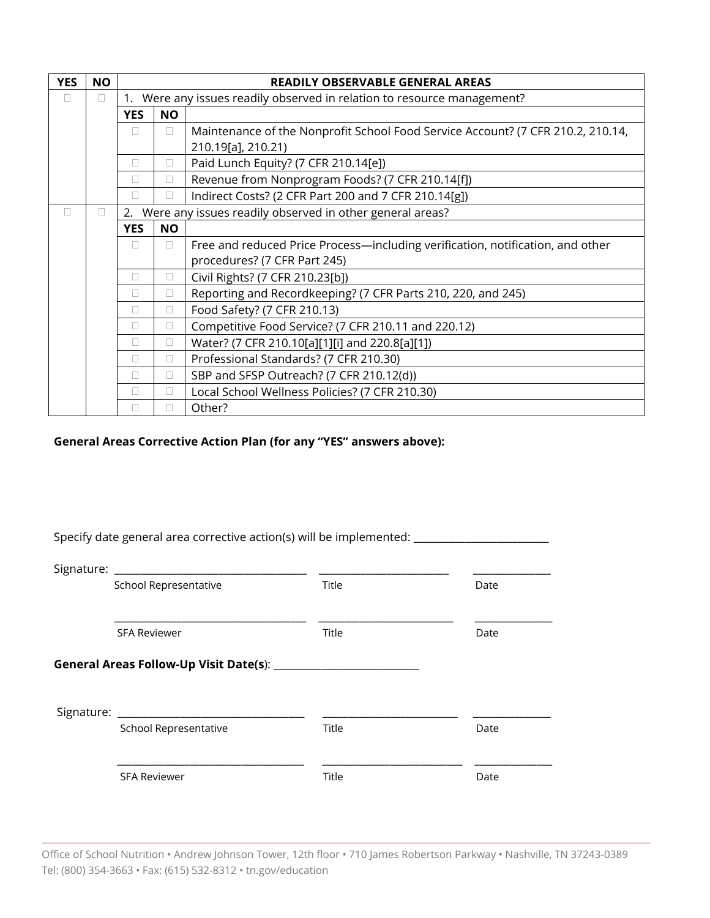| YES | NO | READILY OBSERVABLE GENERAL AREAS | | |
|---|---|---|---|---|
| ☐ | ☐ | 1. Were any issues readily observed in relation to resource management? | | |
| | | **YES** | **NO** | |
| | | ☐ | ☐ | Maintenance of the Nonprofit School Food Service Account? (7 CFR 210.2, 210.14, 210.19[a], 210.21) |
| | | ☐ | ☐ | Paid Lunch Equity? (7 CFR 210.14[e]) |
| | | ☐ | ☐ | Revenue from Nonprogram Foods? (7 CFR 210.14[f]) |
| | | ☐ | ☐ | Indirect Costs? (2 CFR Part 200 and 7 CFR 210.14[g]) |
| ☐ | ☐ | 2. Were any issues readily observed in other general areas? | | |
| | | **YES** | **NO** | |
| | | ☐ | ☐ | Free and reduced Price Process—including verification, notification, and other procedures? (7 CFR Part 245) |
| | | ☐ | ☐ | Civil Rights? (7 CFR 210.23[b]) |
| | | ☐ | ☐ | Reporting and Recordkeeping? (7 CFR Parts 210, 220, and 245) |
| | | ☐ | ☐ | Food Safety? (7 CFR 210.13) |
| | | ☐ | ☐ | Competitive Food Service? (7 CFR 210.11 and 220.12) |
| | | ☐ | ☐ | Water? (7 CFR 210.10[a][1][i] and 220.8[a][1]) |
| | | ☐ | ☐ | Professional Standards? (7 CFR 210.30) |
| | | ☐ | ☐ | SBP and SFSP Outreach? (7 CFR 210.12(d)) |
| | | ☐ | ☐ | Local School Wellness Policies? (7 CFR 210.30) |
| | | ☐ | ☐ | Other? |

**General Areas Corrective Action Plan (for any "YES" answers above):**

Specify date general area corrective action(s) will be implemented: ________________________

Signature: ___________________________________ ________________________ ______________

School Representative Title Date

___________________________________ ________________________ ______________

SFA Reviewer Title Date

**General Areas Follow-Up Visit Date(s)**: ___________________________

Signature: ___________________________________ ________________________ ______________

School Representative Title Date

___________________________________ ________________________ ______________

SFA Reviewer Title Date

Office of School Nutrition • Andrew Johnson Tower, 12th floor • 710 James Robertson Parkway • Nashville, TN 37243-0389
Tel: (800) 354-3663 • Fax: (615) 532-8312 • tn.gov/education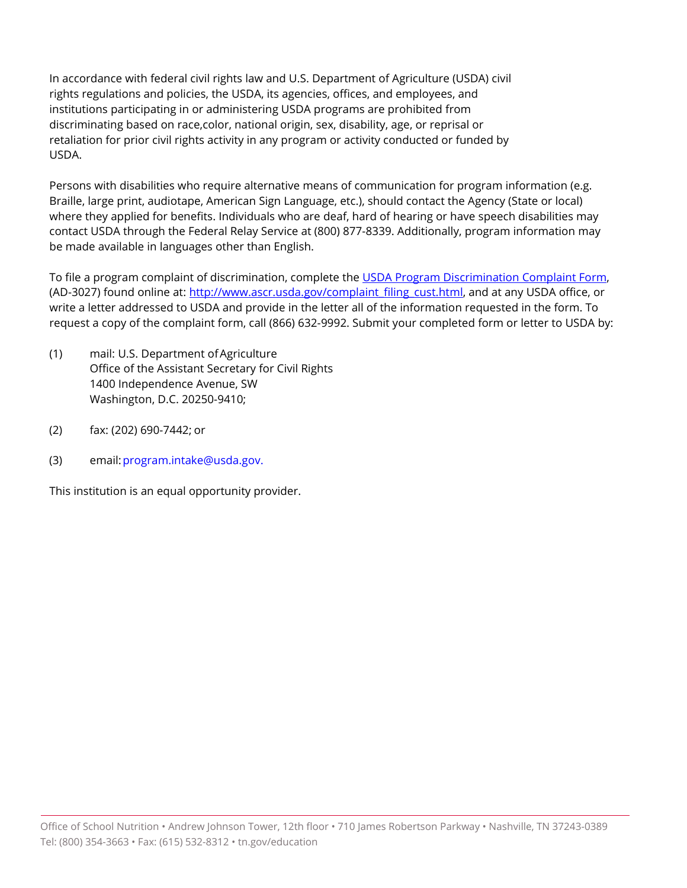In accordance with federal civil rights law and U.S. Department of Agriculture (USDA) civil rights regulations and policies, the USDA, its agencies, offices, and employees, and institutions participating in or administering USDA programs are prohibited from discriminating based on race,color, national origin, sex, disability, age, or reprisal or retaliation for prior civil rights activity in any program or activity conducted or funded by USDA.

Persons with disabilities who require alternative means of communication for program information (e.g. Braille, large print, audiotape, American Sign Language, etc.), should contact the Agency (State or local) where they applied for benefits. Individuals who are deaf, hard of hearing or have speech disabilities may contact USDA through the Federal Relay Service at (800) 877-8339. Additionally, program information may be made available in languages other than English.

To file a program complaint of discrimination, complete the USDA Program Discrimination Complaint Form, (AD-3027) found online at: http://www.ascr.usda.gov/complaint_filing_cust.html, and at any USDA office, or write a letter addressed to USDA and provide in the letter all of the information requested in the form. To request a copy of the complaint form, call (866) 632-9992. Submit your completed form or letter to USDA by:

(1) mail: U.S. Department of Agriculture
Office of the Assistant Secretary for Civil Rights
1400 Independence Avenue, SW
Washington, D.C. 20250-9410;

(2) fax: (202) 690-7442; or

(3) email: program.intake@usda.gov.

This institution is an equal opportunity provider.